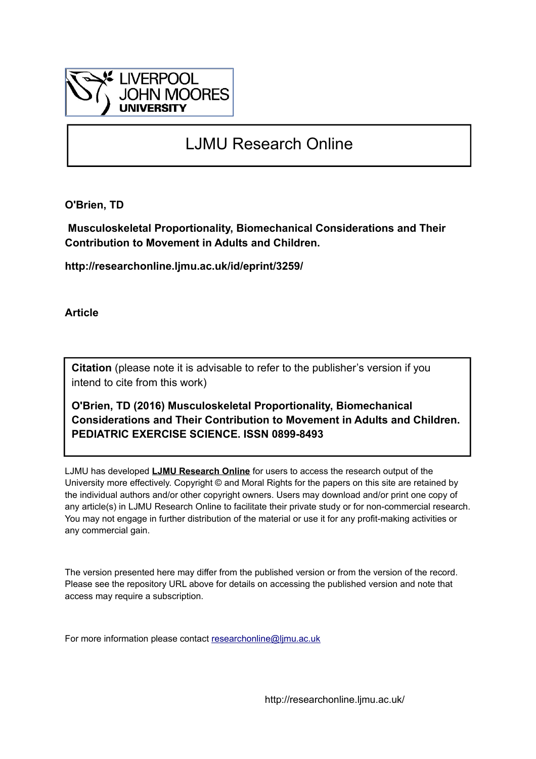LIVERPOOL JOHN MOORES UNIVERSITY

# LJMU Research Online

**O'Brien, TD**

**Musculoskeletal Proportionality, Biomechanical Considerations and Their Contribution to Movement in Adults and Children.**

**http://researchonline.ljmu.ac.uk/id/eprint/3259/**

**Article**

**Citation** (please note it is advisable to refer to the publisher's version if you intend to cite from this work)

**O'Brien, TD (2016) Musculoskeletal Proportionality, Biomechanical Considerations and Their Contribution to Movement in Adults and Children. PEDIATRIC EXERCISE SCIENCE. ISSN 0899-8493**

LJMU has developed **LJMU Research Online** for users to access the research output of the University more effectively. Copyright © and Moral Rights for the papers on this site are retained by the individual authors and/or other copyright owners. Users may download and/or print one copy of any article(s) in LJMU Research Online to facilitate their private study or for non-commercial research. You may not engage in further distribution of the material or use it for any profit-making activities or any commercial gain.

The version presented here may differ from the published version or from the version of the record. Please see the repository URL above for details on accessing the published version and note that access may require a subscription.

For more information please contact researchonline@ljmu.ac.uk

http://researchonline.ljmu.ac.uk/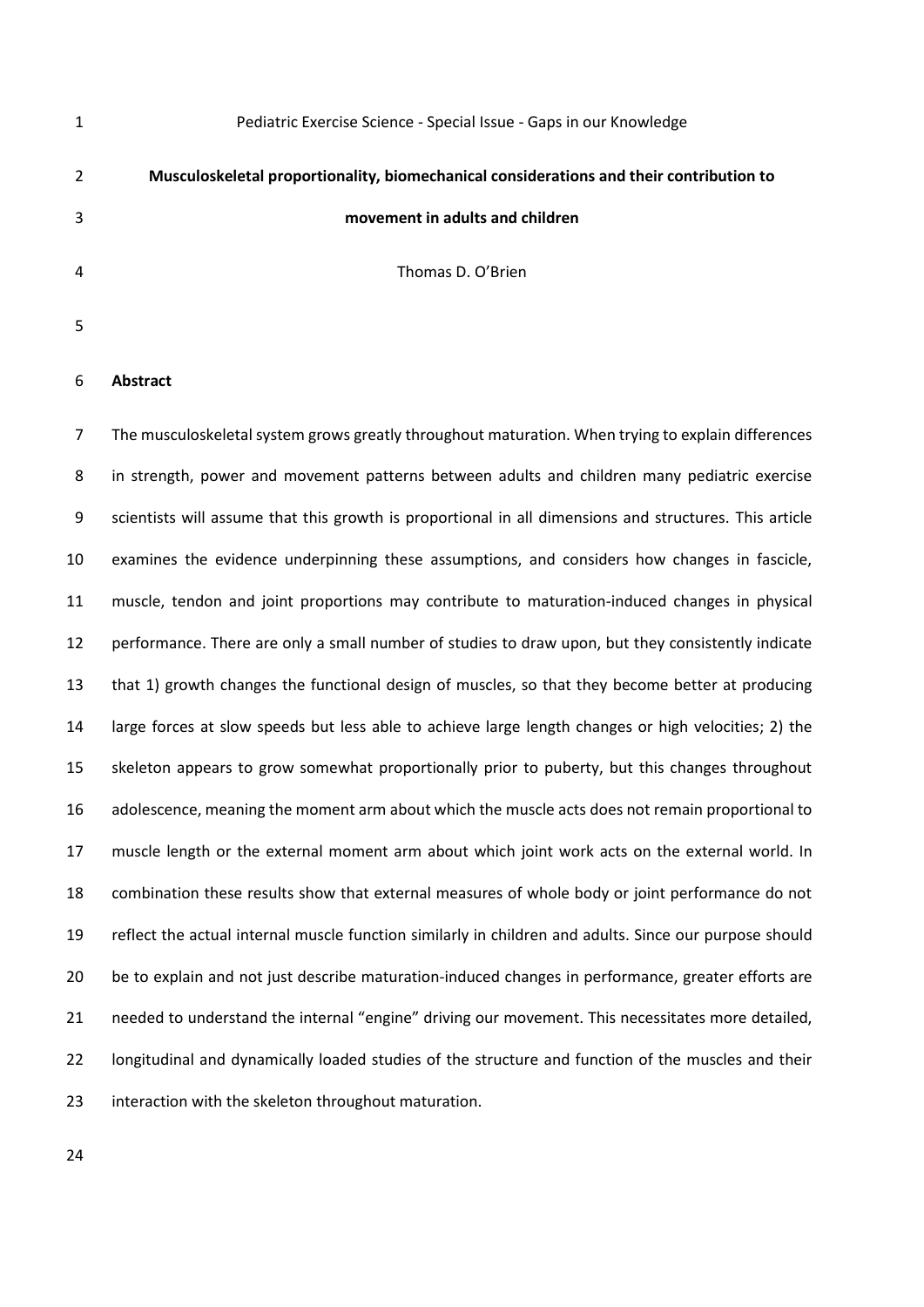Pediatric Exercise Science - Special Issue - Gaps in our Knowledge

# Musculoskeletal proportionality, biomechanical considerations and their contribution to movement in adults and children

Thomas D. O'Brien

## Abstract

The musculoskeletal system grows greatly throughout maturation. When trying to explain differences in strength, power and movement patterns between adults and children many pediatric exercise scientists will assume that this growth is proportional in all dimensions and structures. This article examines the evidence underpinning these assumptions, and considers how changes in fascicle, muscle, tendon and joint proportions may contribute to maturation-induced changes in physical performance. There are only a small number of studies to draw upon, but they consistently indicate that 1) growth changes the functional design of muscles, so that they become better at producing large forces at slow speeds but less able to achieve large length changes or high velocities; 2) the skeleton appears to grow somewhat proportionally prior to puberty, but this changes throughout adolescence, meaning the moment arm about which the muscle acts does not remain proportional to muscle length or the external moment arm about which joint work acts on the external world. In combination these results show that external measures of whole body or joint performance do not reflect the actual internal muscle function similarly in children and adults. Since our purpose should be to explain and not just describe maturation-induced changes in performance, greater efforts are needed to understand the internal "engine" driving our movement. This necessitates more detailed, longitudinal and dynamically loaded studies of the structure and function of the muscles and their interaction with the skeleton throughout maturation.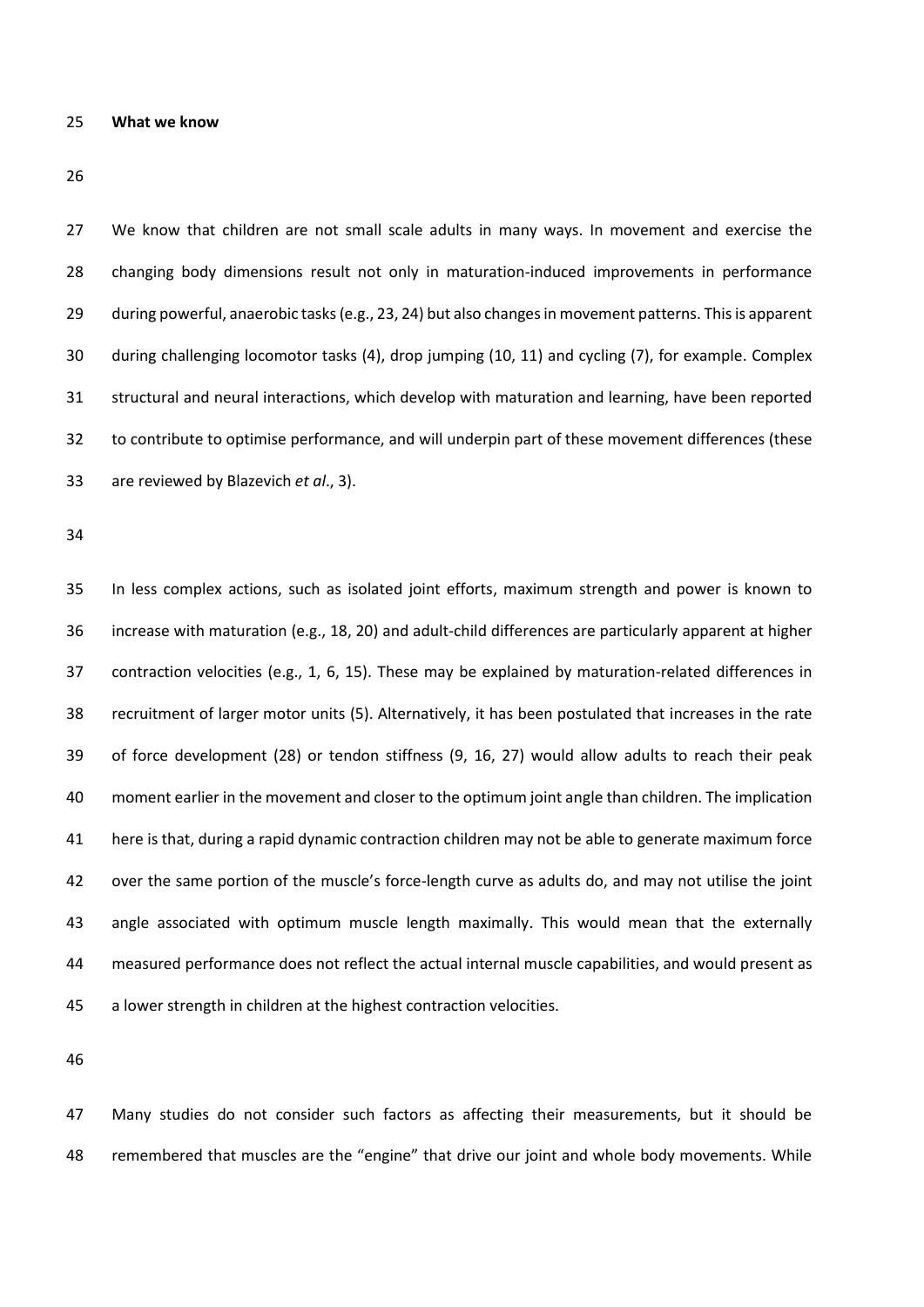**What we know**

We know that children are not small scale adults in many ways. In movement and exercise the changing body dimensions result not only in maturation-induced improvements in performance during powerful, anaerobic tasks (e.g., 23, 24) but also changes in movement patterns. This is apparent during challenging locomotor tasks (4), drop jumping (10, 11) and cycling (7), for example. Complex structural and neural interactions, which develop with maturation and learning, have been reported to contribute to optimise performance, and will underpin part of these movement differences (these are reviewed by Blazevich *et al*., 3).

In less complex actions, such as isolated joint efforts, maximum strength and power is known to increase with maturation (e.g., 18, 20) and adult-child differences are particularly apparent at higher contraction velocities (e.g., 1, 6, 15). These may be explained by maturation-related differences in recruitment of larger motor units (5). Alternatively, it has been postulated that increases in the rate of force development (28) or tendon stiffness (9, 16, 27) would allow adults to reach their peak moment earlier in the movement and closer to the optimum joint angle than children. The implication here is that, during a rapid dynamic contraction children may not be able to generate maximum force over the same portion of the muscle's force-length curve as adults do, and may not utilise the joint angle associated with optimum muscle length maximally. This would mean that the externally measured performance does not reflect the actual internal muscle capabilities, and would present as a lower strength in children at the highest contraction velocities.

Many studies do not consider such factors as affecting their measurements, but it should be remembered that muscles are the "engine" that drive our joint and whole body movements. While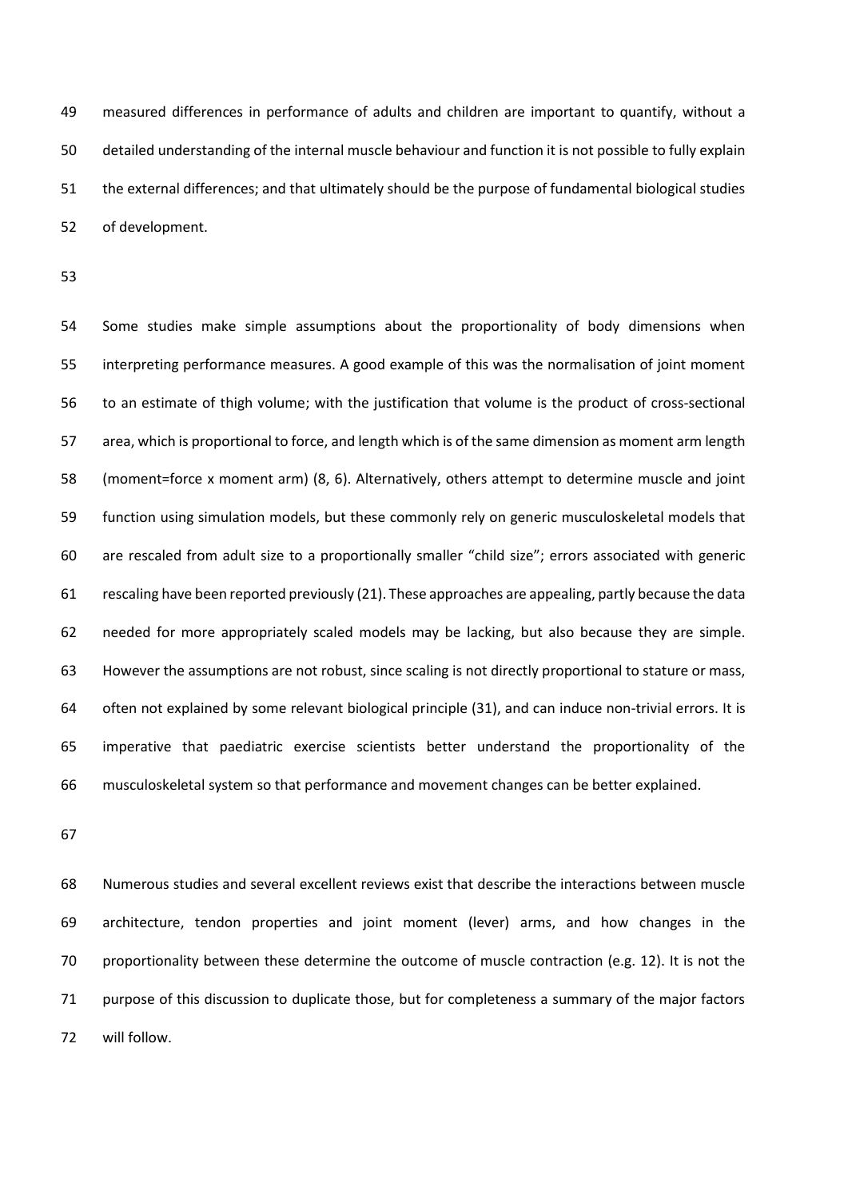measured differences in performance of adults and children are important to quantify, without a detailed understanding of the internal muscle behaviour and function it is not possible to fully explain the external differences; and that ultimately should be the purpose of fundamental biological studies of development.

Some studies make simple assumptions about the proportionality of body dimensions when interpreting performance measures. A good example of this was the normalisation of joint moment to an estimate of thigh volume; with the justification that volume is the product of cross-sectional area, which is proportional to force, and length which is of the same dimension as moment arm length (moment=force x moment arm) (8, 6). Alternatively, others attempt to determine muscle and joint function using simulation models, but these commonly rely on generic musculoskeletal models that are rescaled from adult size to a proportionally smaller "child size"; errors associated with generic rescaling have been reported previously (21). These approaches are appealing, partly because the data needed for more appropriately scaled models may be lacking, but also because they are simple. However the assumptions are not robust, since scaling is not directly proportional to stature or mass, often not explained by some relevant biological principle (31), and can induce non-trivial errors. It is imperative that paediatric exercise scientists better understand the proportionality of the musculoskeletal system so that performance and movement changes can be better explained.

Numerous studies and several excellent reviews exist that describe the interactions between muscle architecture, tendon properties and joint moment (lever) arms, and how changes in the proportionality between these determine the outcome of muscle contraction (e.g. 12). It is not the purpose of this discussion to duplicate those, but for completeness a summary of the major factors will follow.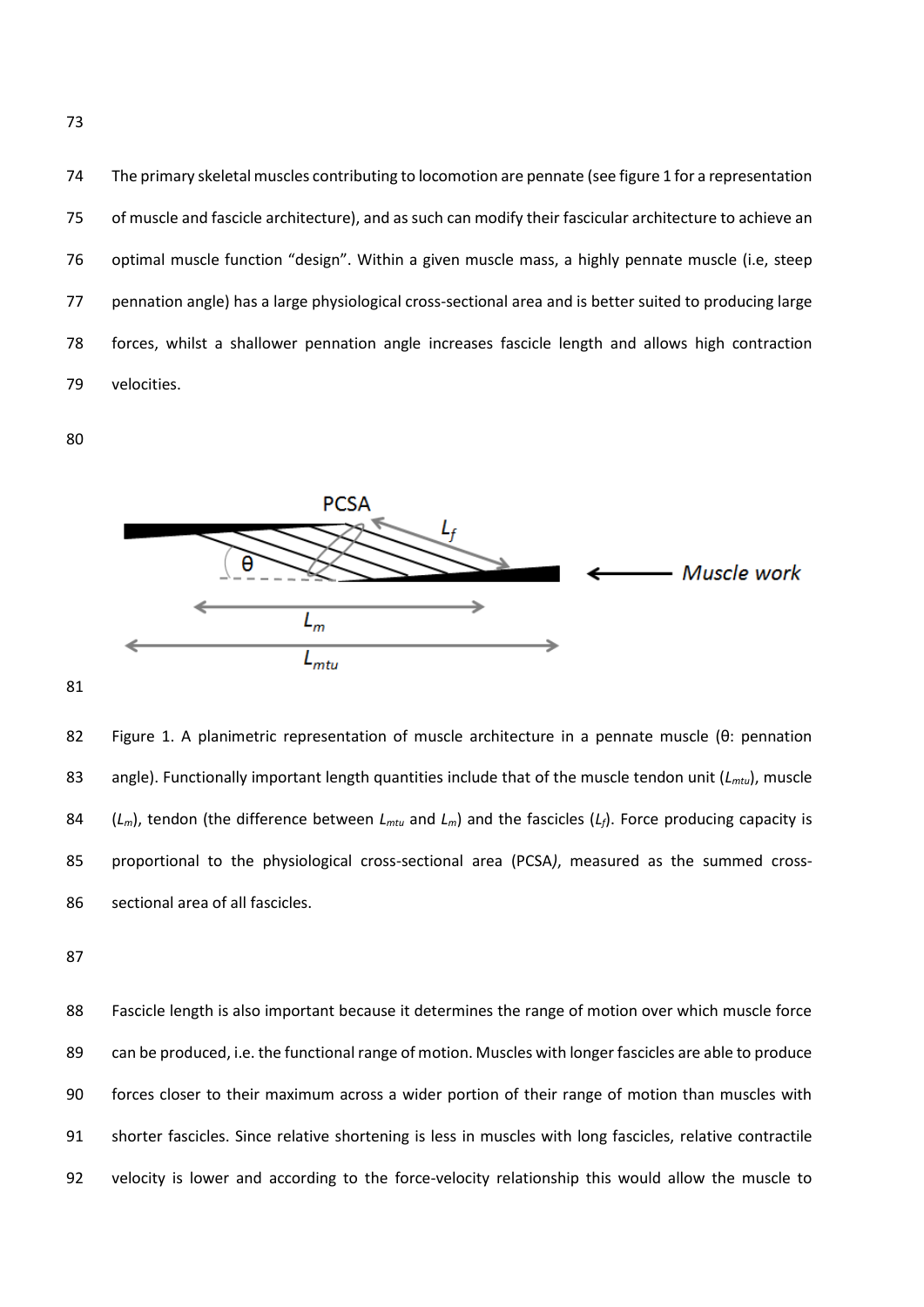The primary skeletal muscles contributing to locomotion are pennate (see figure 1 for a representation of muscle and fascicle architecture), and as such can modify their fascicular architecture to achieve an optimal muscle function "design". Within a given muscle mass, a highly pennate muscle (i.e, steep pennation angle) has a large physiological cross-sectional area and is better suited to producing large forces, whilst a shallower pennation angle increases fascicle length and allows high contraction velocities.

Figure 1. A planimetric representation of muscle architecture in a pennate muscle (θ: pennation angle). Functionally important length quantities include that of the muscle tendon unit ($L_{mtu}$), muscle ($L_m$), tendon (the difference between $L_{mtu}$ and $L_m$) and the fascicles ($L_f$). Force producing capacity is proportional to the physiological cross-sectional area (PCSA), measured as the summed cross-sectional area of all fascicles.

Fascicle length is also important because it determines the range of motion over which muscle force can be produced, i.e. the functional range of motion. Muscles with longer fascicles are able to produce forces closer to their maximum across a wider portion of their range of motion than muscles with shorter fascicles. Since relative shortening is less in muscles with long fascicles, relative contractile velocity is lower and according to the force-velocity relationship this would allow the muscle to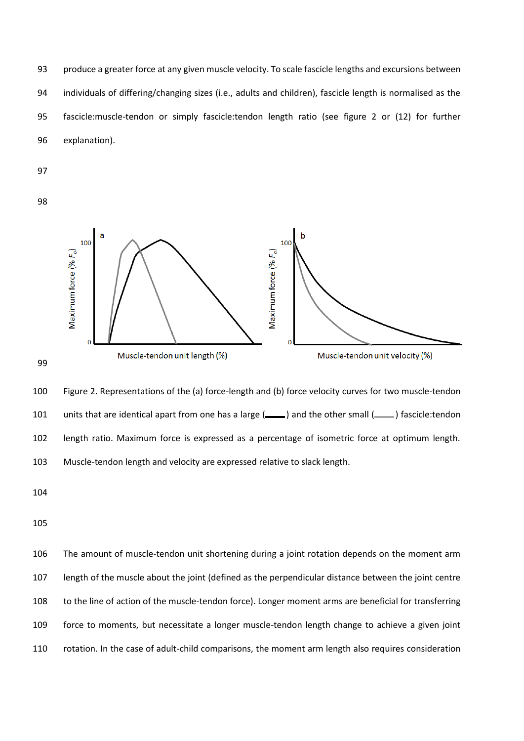produce a greater force at any given muscle velocity. To scale fascicle lengths and excursions between individuals of differing/changing sizes (i.e., adults and children), fascicle length is normalised as the fascicle:muscle-tendon or simply fascicle:tendon length ratio (see figure 2 or (12) for further explanation).

Figure 2. Representations of the (a) force-length and (b) force velocity curves for two muscle-tendon units that are identical apart from one has a large (▬▬) and the other small (▬▬) fascicle:tendon length ratio. Maximum force is expressed as a percentage of isometric force at optimum length. Muscle-tendon length and velocity are expressed relative to slack length.

The amount of muscle-tendon unit shortening during a joint rotation depends on the moment arm length of the muscle about the joint (defined as the perpendicular distance between the joint centre to the line of action of the muscle-tendon force). Longer moment arms are beneficial for transferring force to moments, but necessitate a longer muscle-tendon length change to achieve a given joint rotation. In the case of adult-child comparisons, the moment arm length also requires consideration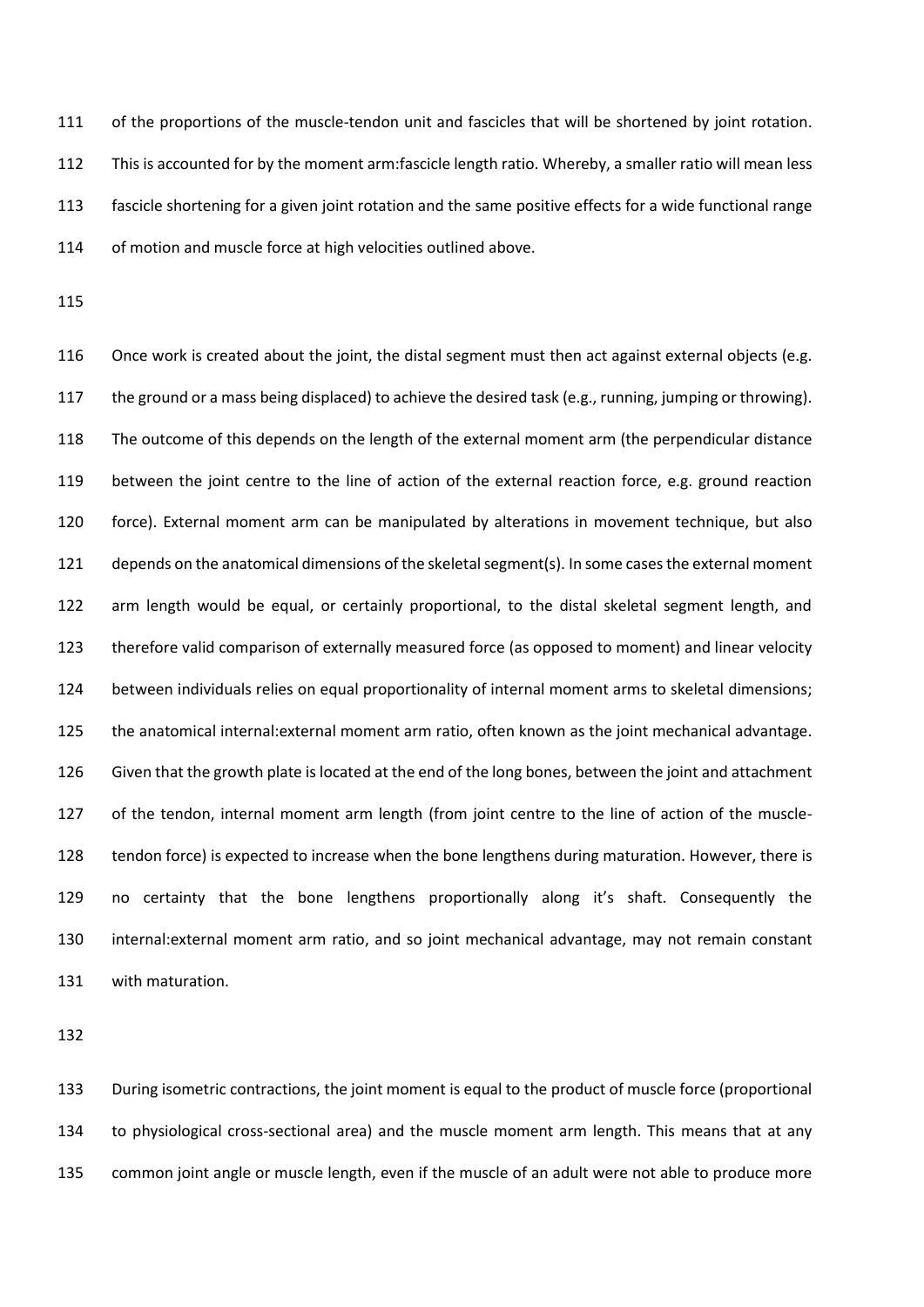of the proportions of the muscle-tendon unit and fascicles that will be shortened by joint rotation. This is accounted for by the moment arm:fascicle length ratio. Whereby, a smaller ratio will mean less fascicle shortening for a given joint rotation and the same positive effects for a wide functional range of motion and muscle force at high velocities outlined above.

Once work is created about the joint, the distal segment must then act against external objects (e.g. the ground or a mass being displaced) to achieve the desired task (e.g., running, jumping or throwing). The outcome of this depends on the length of the external moment arm (the perpendicular distance between the joint centre to the line of action of the external reaction force, e.g. ground reaction force). External moment arm can be manipulated by alterations in movement technique, but also depends on the anatomical dimensions of the skeletal segment(s). In some cases the external moment arm length would be equal, or certainly proportional, to the distal skeletal segment length, and therefore valid comparison of externally measured force (as opposed to moment) and linear velocity between individuals relies on equal proportionality of internal moment arms to skeletal dimensions; the anatomical internal:external moment arm ratio, often known as the joint mechanical advantage. Given that the growth plate is located at the end of the long bones, between the joint and attachment of the tendon, internal moment arm length (from joint centre to the line of action of the muscle-tendon force) is expected to increase when the bone lengthens during maturation. However, there is no certainty that the bone lengthens proportionally along it's shaft. Consequently the internal:external moment arm ratio, and so joint mechanical advantage, may not remain constant with maturation.

During isometric contractions, the joint moment is equal to the product of muscle force (proportional to physiological cross-sectional area) and the muscle moment arm length. This means that at any common joint angle or muscle length, even if the muscle of an adult were not able to produce more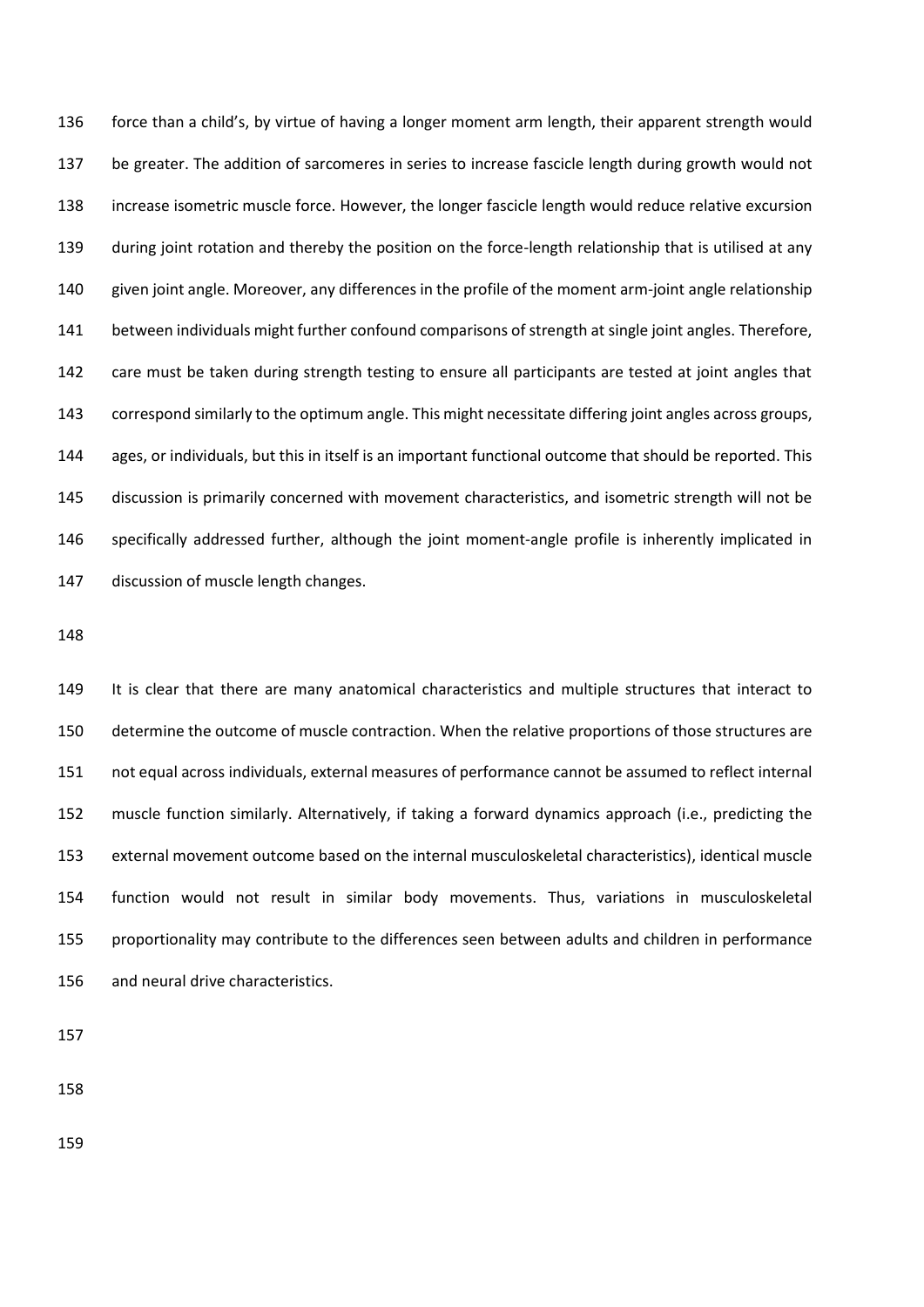force than a child's, by virtue of having a longer moment arm length, their apparent strength would be greater. The addition of sarcomeres in series to increase fascicle length during growth would not increase isometric muscle force. However, the longer fascicle length would reduce relative excursion during joint rotation and thereby the position on the force-length relationship that is utilised at any given joint angle. Moreover, any differences in the profile of the moment arm-joint angle relationship between individuals might further confound comparisons of strength at single joint angles. Therefore, care must be taken during strength testing to ensure all participants are tested at joint angles that correspond similarly to the optimum angle. This might necessitate differing joint angles across groups, ages, or individuals, but this in itself is an important functional outcome that should be reported. This discussion is primarily concerned with movement characteristics, and isometric strength will not be specifically addressed further, although the joint moment-angle profile is inherently implicated in discussion of muscle length changes.

It is clear that there are many anatomical characteristics and multiple structures that interact to determine the outcome of muscle contraction. When the relative proportions of those structures are not equal across individuals, external measures of performance cannot be assumed to reflect internal muscle function similarly. Alternatively, if taking a forward dynamics approach (i.e., predicting the external movement outcome based on the internal musculoskeletal characteristics), identical muscle function would not result in similar body movements. Thus, variations in musculoskeletal proportionality may contribute to the differences seen between adults and children in performance and neural drive characteristics.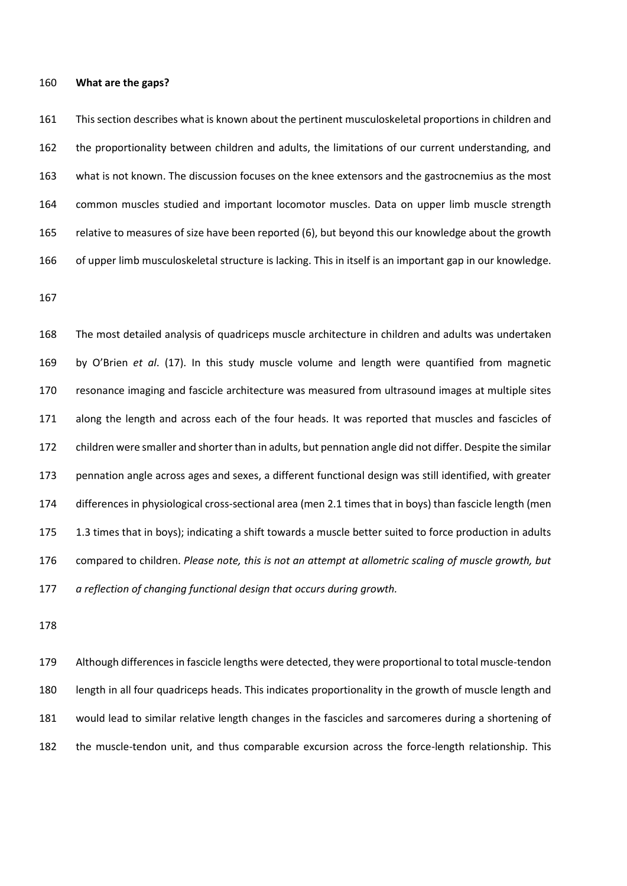**What are the gaps?**

This section describes what is known about the pertinent musculoskeletal proportions in children and the proportionality between children and adults, the limitations of our current understanding, and what is not known. The discussion focuses on the knee extensors and the gastrocnemius as the most common muscles studied and important locomotor muscles. Data on upper limb muscle strength relative to measures of size have been reported (6), but beyond this our knowledge about the growth of upper limb musculoskeletal structure is lacking. This in itself is an important gap in our knowledge.

The most detailed analysis of quadriceps muscle architecture in children and adults was undertaken by O'Brien *et al*. (17). In this study muscle volume and length were quantified from magnetic resonance imaging and fascicle architecture was measured from ultrasound images at multiple sites along the length and across each of the four heads. It was reported that muscles and fascicles of children were smaller and shorter than in adults, but pennation angle did not differ. Despite the similar pennation angle across ages and sexes, a different functional design was still identified, with greater differences in physiological cross-sectional area (men 2.1 times that in boys) than fascicle length (men 1.3 times that in boys); indicating a shift towards a muscle better suited to force production in adults compared to children. *Please note, this is not an attempt at allometric scaling of muscle growth, but a reflection of changing functional design that occurs during growth.*

Although differences in fascicle lengths were detected, they were proportional to total muscle-tendon length in all four quadriceps heads. This indicates proportionality in the growth of muscle length and would lead to similar relative length changes in the fascicles and sarcomeres during a shortening of the muscle-tendon unit, and thus comparable excursion across the force-length relationship. This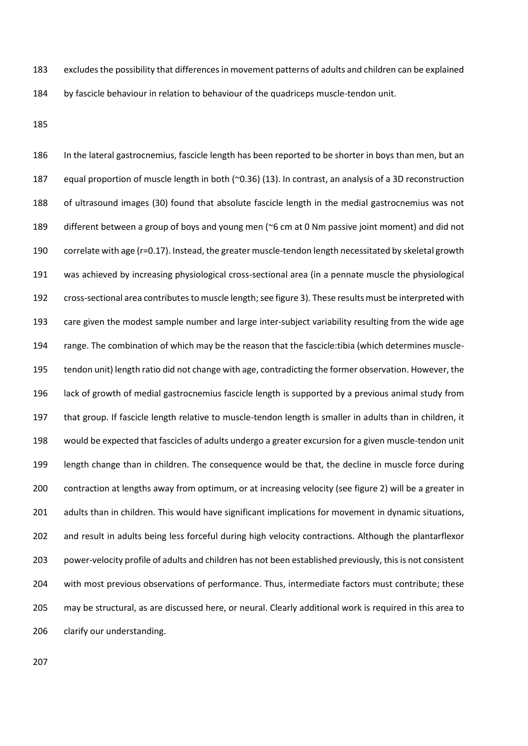excludes the possibility that differences in movement patterns of adults and children can be explained by fascicle behaviour in relation to behaviour of the quadriceps muscle-tendon unit.

In the lateral gastrocnemius, fascicle length has been reported to be shorter in boys than men, but an equal proportion of muscle length in both (~0.36) (13). In contrast, an analysis of a 3D reconstruction of ultrasound images (30) found that absolute fascicle length in the medial gastrocnemius was not different between a group of boys and young men (~6 cm at 0 Nm passive joint moment) and did not correlate with age (r=0.17). Instead, the greater muscle-tendon length necessitated by skeletal growth was achieved by increasing physiological cross-sectional area (in a pennate muscle the physiological cross-sectional area contributes to muscle length; see figure 3). These results must be interpreted with care given the modest sample number and large inter-subject variability resulting from the wide age range. The combination of which may be the reason that the fascicle:tibia (which determines muscle-tendon unit) length ratio did not change with age, contradicting the former observation. However, the lack of growth of medial gastrocnemius fascicle length is supported by a previous animal study from that group. If fascicle length relative to muscle-tendon length is smaller in adults than in children, it would be expected that fascicles of adults undergo a greater excursion for a given muscle-tendon unit length change than in children. The consequence would be that, the decline in muscle force during contraction at lengths away from optimum, or at increasing velocity (see figure 2) will be a greater in adults than in children. This would have significant implications for movement in dynamic situations, and result in adults being less forceful during high velocity contractions. Although the plantarflexor power-velocity profile of adults and children has not been established previously, this is not consistent with most previous observations of performance. Thus, intermediate factors must contribute; these may be structural, as are discussed here, or neural. Clearly additional work is required in this area to clarify our understanding.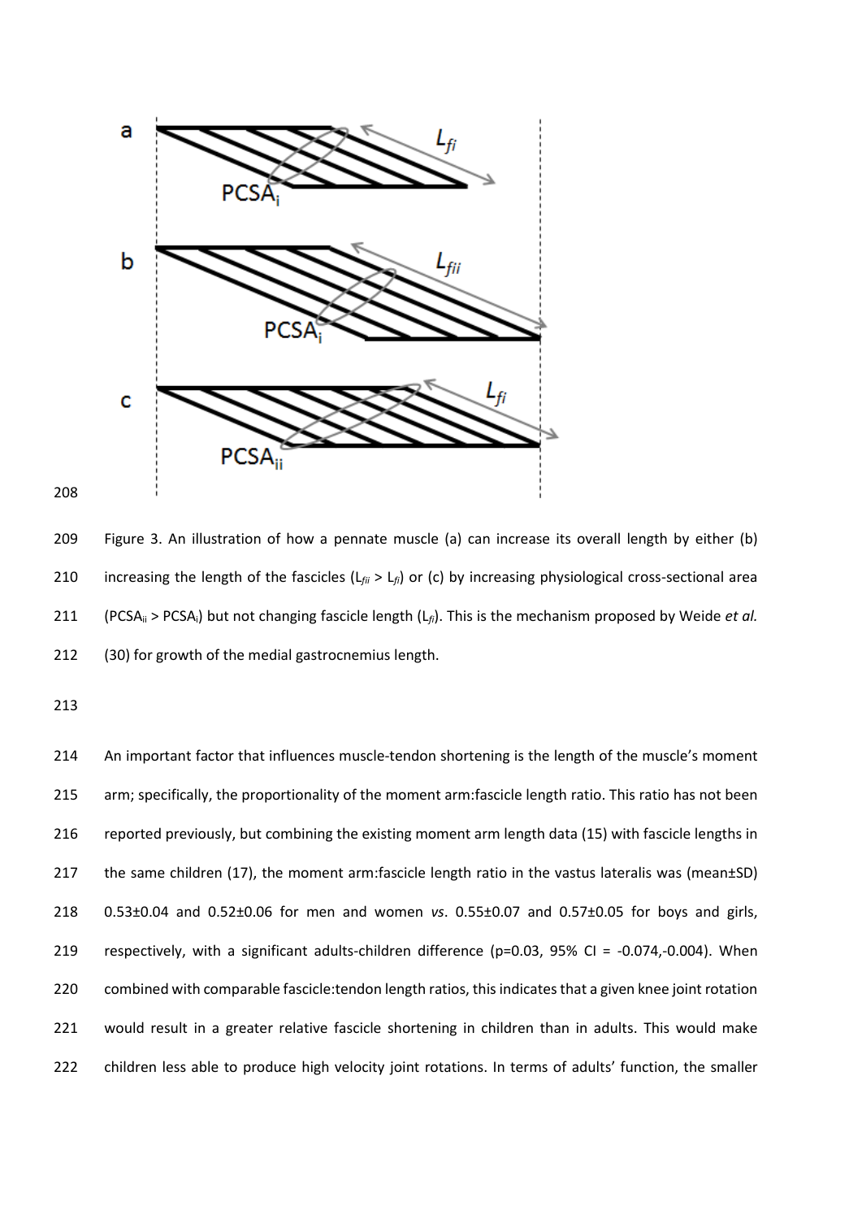Figure 3. An illustration of how a pennate muscle (a) can increase its overall length by either (b) increasing the length of the fascicles ($L_{fii} > L_{fi}$) or (c) by increasing physiological cross-sectional area ($PCSA_{ii} > PCSA_{i}$) but not changing fascicle length ($L_{fi}$). This is the mechanism proposed by Weide *et al.* (30) for growth of the medial gastrocnemius length.

An important factor that influences muscle-tendon shortening is the length of the muscle's moment arm; specifically, the proportionality of the moment arm:fascicle length ratio. This ratio has not been reported previously, but combining the existing moment arm length data (15) with fascicle lengths in the same children (17), the moment arm:fascicle length ratio in the vastus lateralis was (mean±SD) 0.53±0.04 and 0.52±0.06 for men and women *vs*. 0.55±0.07 and 0.57±0.05 for boys and girls, respectively, with a significant adults-children difference ($p=0.03$, 95% CI = -0.074,-0.004). When combined with comparable fascicle:tendon length ratios, this indicates that a given knee joint rotation would result in a greater relative fascicle shortening in children than in adults. This would make children less able to produce high velocity joint rotations. In terms of adults' function, the smaller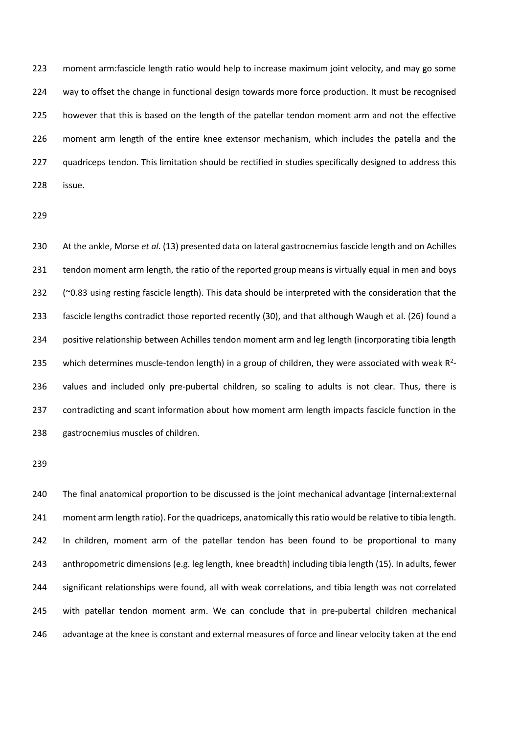moment arm:fascicle length ratio would help to increase maximum joint velocity, and may go some way to offset the change in functional design towards more force production. It must be recognised however that this is based on the length of the patellar tendon moment arm and not the effective moment arm length of the entire knee extensor mechanism, which includes the patella and the quadriceps tendon. This limitation should be rectified in studies specifically designed to address this issue.

At the ankle, Morse *et al*. (13) presented data on lateral gastrocnemius fascicle length and on Achilles tendon moment arm length, the ratio of the reported group means is virtually equal in men and boys (~0.83 using resting fascicle length). This data should be interpreted with the consideration that the fascicle lengths contradict those reported recently (30), and that although Waugh et al. (26) found a positive relationship between Achilles tendon moment arm and leg length (incorporating tibia length which determines muscle-tendon length) in a group of children, they were associated with weak $R^2$-values and included only pre-pubertal children, so scaling to adults is not clear. Thus, there is contradicting and scant information about how moment arm length impacts fascicle function in the gastrocnemius muscles of children.

The final anatomical proportion to be discussed is the joint mechanical advantage (internal:external moment arm length ratio). For the quadriceps, anatomically this ratio would be relative to tibia length. In children, moment arm of the patellar tendon has been found to be proportional to many anthropometric dimensions (e.g. leg length, knee breadth) including tibia length (15). In adults, fewer significant relationships were found, all with weak correlations, and tibia length was not correlated with patellar tendon moment arm. We can conclude that in pre-pubertal children mechanical advantage at the knee is constant and external measures of force and linear velocity taken at the end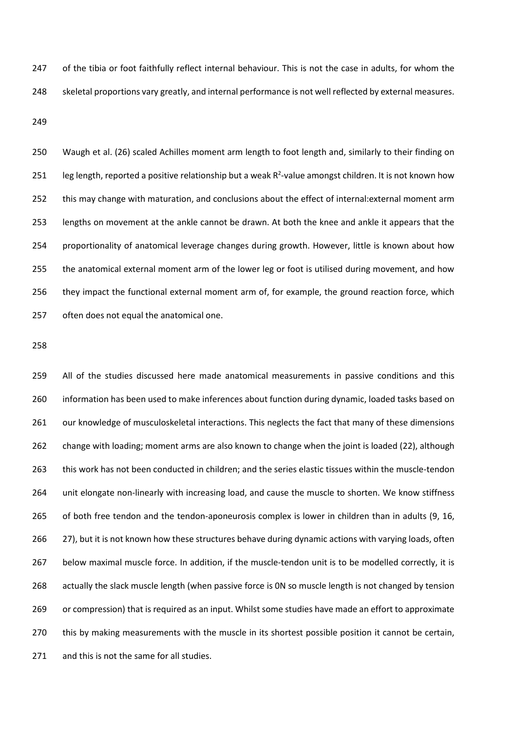of the tibia or foot faithfully reflect internal behaviour. This is not the case in adults, for whom the skeletal proportions vary greatly, and internal performance is not well reflected by external measures.

Waugh et al. (26) scaled Achilles moment arm length to foot length and, similarly to their finding on leg length, reported a positive relationship but a weak $R^2$-value amongst children. It is not known how this may change with maturation, and conclusions about the effect of internal:external moment arm lengths on movement at the ankle cannot be drawn. At both the knee and ankle it appears that the proportionality of anatomical leverage changes during growth. However, little is known about how the anatomical external moment arm of the lower leg or foot is utilised during movement, and how they impact the functional external moment arm of, for example, the ground reaction force, which often does not equal the anatomical one.

All of the studies discussed here made anatomical measurements in passive conditions and this information has been used to make inferences about function during dynamic, loaded tasks based on our knowledge of musculoskeletal interactions. This neglects the fact that many of these dimensions change with loading; moment arms are also known to change when the joint is loaded (22), although this work has not been conducted in children; and the series elastic tissues within the muscle-tendon unit elongate non-linearly with increasing load, and cause the muscle to shorten. We know stiffness of both free tendon and the tendon-aponeurosis complex is lower in children than in adults (9, 16, 27), but it is not known how these structures behave during dynamic actions with varying loads, often below maximal muscle force. In addition, if the muscle-tendon unit is to be modelled correctly, it is actually the slack muscle length (when passive force is 0N so muscle length is not changed by tension or compression) that is required as an input. Whilst some studies have made an effort to approximate this by making measurements with the muscle in its shortest possible position it cannot be certain, and this is not the same for all studies.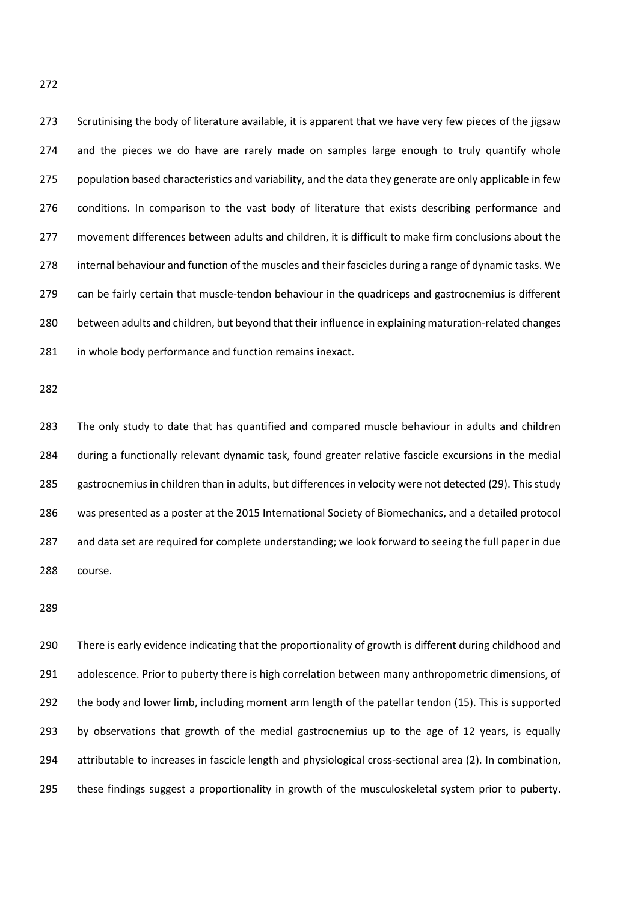Scrutinising the body of literature available, it is apparent that we have very few pieces of the jigsaw and the pieces we do have are rarely made on samples large enough to truly quantify whole population based characteristics and variability, and the data they generate are only applicable in few conditions. In comparison to the vast body of literature that exists describing performance and movement differences between adults and children, it is difficult to make firm conclusions about the internal behaviour and function of the muscles and their fascicles during a range of dynamic tasks. We can be fairly certain that muscle-tendon behaviour in the quadriceps and gastrocnemius is different between adults and children, but beyond that their influence in explaining maturation-related changes in whole body performance and function remains inexact.

The only study to date that has quantified and compared muscle behaviour in adults and children during a functionally relevant dynamic task, found greater relative fascicle excursions in the medial gastrocnemius in children than in adults, but differences in velocity were not detected (29). This study was presented as a poster at the 2015 International Society of Biomechanics, and a detailed protocol and data set are required for complete understanding; we look forward to seeing the full paper in due course.

There is early evidence indicating that the proportionality of growth is different during childhood and adolescence. Prior to puberty there is high correlation between many anthropometric dimensions, of the body and lower limb, including moment arm length of the patellar tendon (15). This is supported by observations that growth of the medial gastrocnemius up to the age of 12 years, is equally attributable to increases in fascicle length and physiological cross-sectional area (2). In combination, these findings suggest a proportionality in growth of the musculoskeletal system prior to puberty.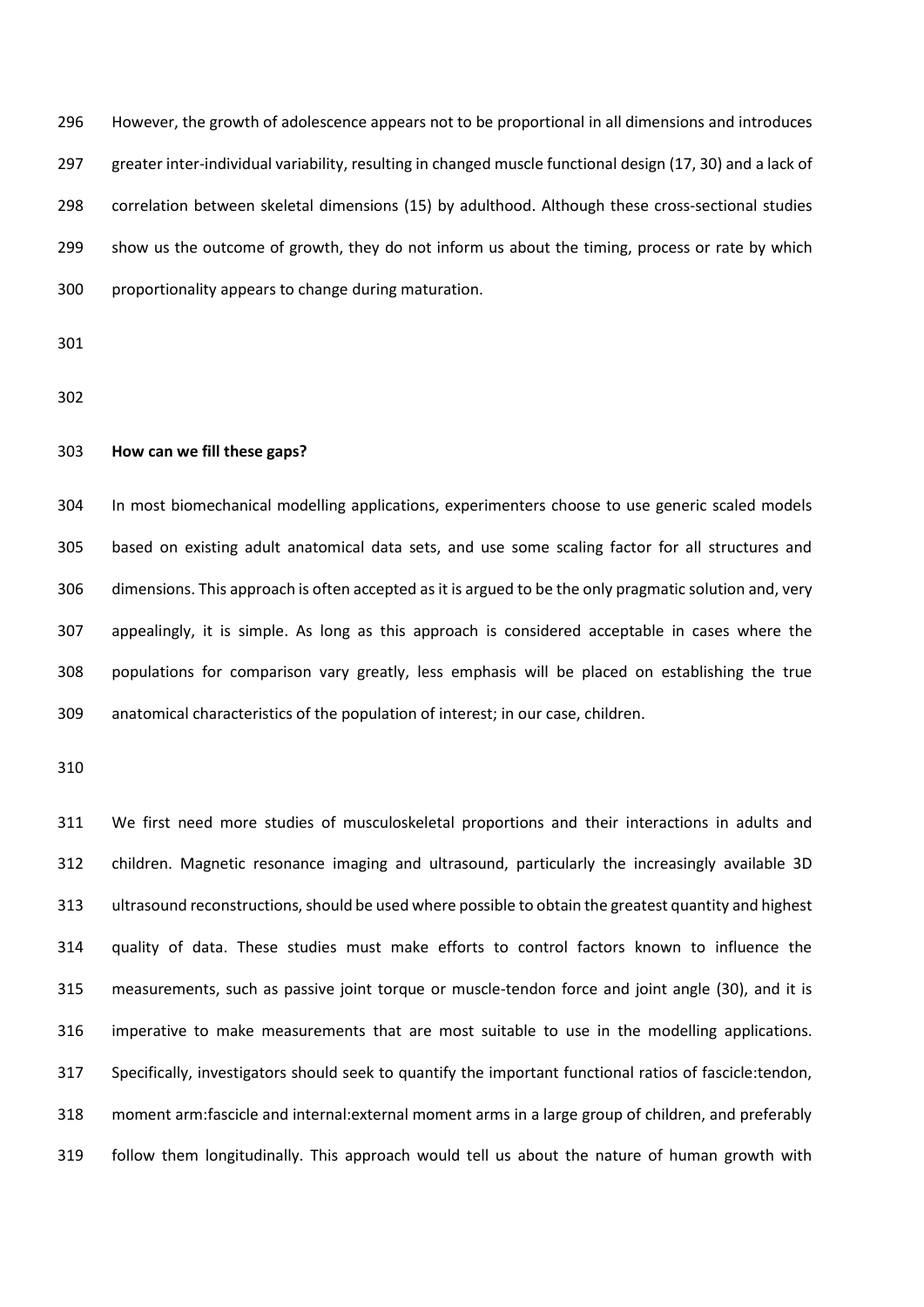However, the growth of adolescence appears not to be proportional in all dimensions and introduces greater inter-individual variability, resulting in changed muscle functional design (17, 30) and a lack of correlation between skeletal dimensions (15) by adulthood. Although these cross-sectional studies show us the outcome of growth, they do not inform us about the timing, process or rate by which proportionality appears to change during maturation.

**How can we fill these gaps?**

In most biomechanical modelling applications, experimenters choose to use generic scaled models based on existing adult anatomical data sets, and use some scaling factor for all structures and dimensions. This approach is often accepted as it is argued to be the only pragmatic solution and, very appealingly, it is simple. As long as this approach is considered acceptable in cases where the populations for comparison vary greatly, less emphasis will be placed on establishing the true anatomical characteristics of the population of interest; in our case, children.

We first need more studies of musculoskeletal proportions and their interactions in adults and children. Magnetic resonance imaging and ultrasound, particularly the increasingly available 3D ultrasound reconstructions, should be used where possible to obtain the greatest quantity and highest quality of data. These studies must make efforts to control factors known to influence the measurements, such as passive joint torque or muscle-tendon force and joint angle (30), and it is imperative to make measurements that are most suitable to use in the modelling applications. Specifically, investigators should seek to quantify the important functional ratios of fascicle:tendon, moment arm:fascicle and internal:external moment arms in a large group of children, and preferably follow them longitudinally. This approach would tell us about the nature of human growth with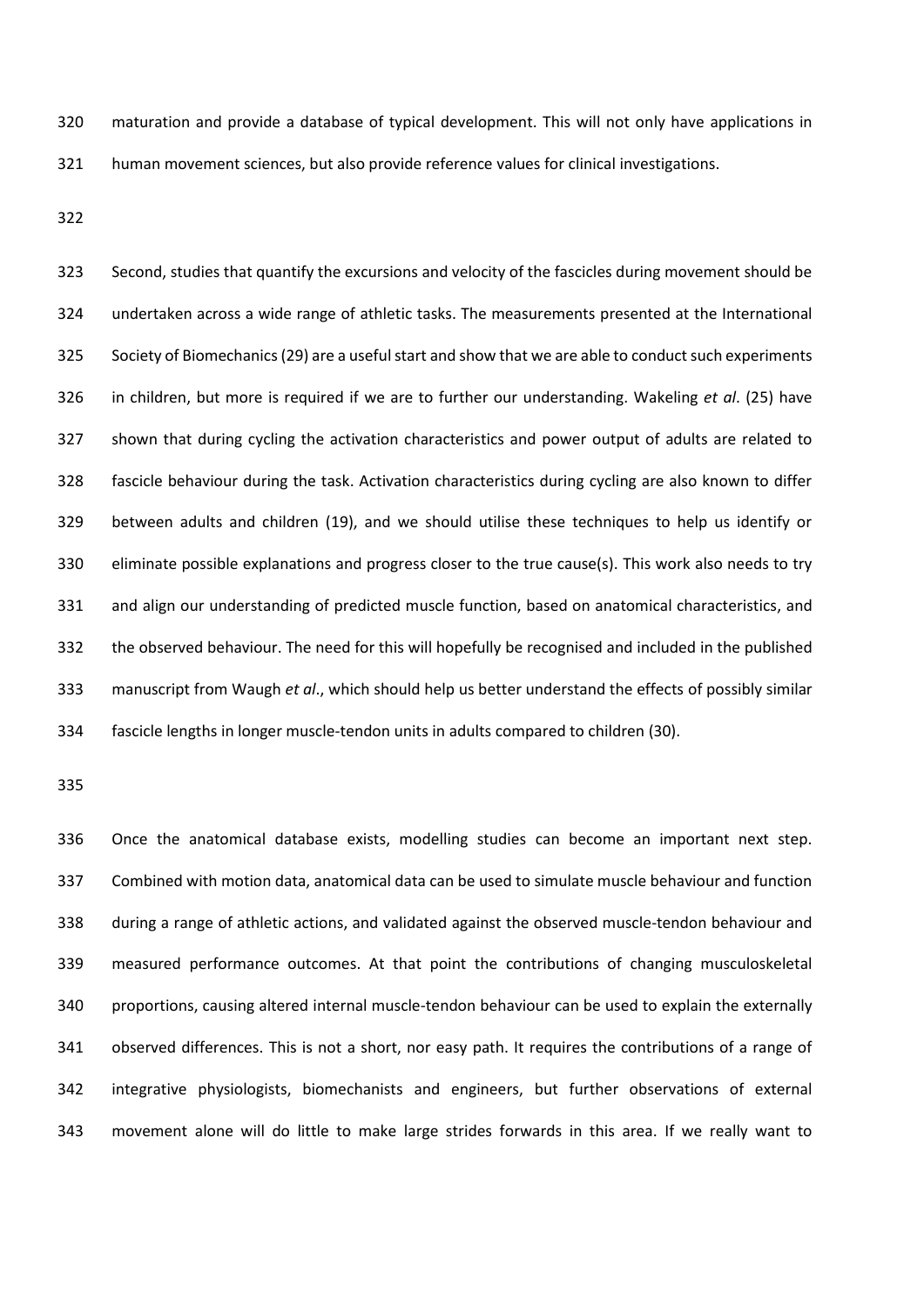maturation and provide a database of typical development. This will not only have applications in human movement sciences, but also provide reference values for clinical investigations.

Second, studies that quantify the excursions and velocity of the fascicles during movement should be undertaken across a wide range of athletic tasks. The measurements presented at the International Society of Biomechanics (29) are a useful start and show that we are able to conduct such experiments in children, but more is required if we are to further our understanding. Wakeling *et al*. (25) have shown that during cycling the activation characteristics and power output of adults are related to fascicle behaviour during the task. Activation characteristics during cycling are also known to differ between adults and children (19), and we should utilise these techniques to help us identify or eliminate possible explanations and progress closer to the true cause(s). This work also needs to try and align our understanding of predicted muscle function, based on anatomical characteristics, and the observed behaviour. The need for this will hopefully be recognised and included in the published manuscript from Waugh *et al*., which should help us better understand the effects of possibly similar fascicle lengths in longer muscle-tendon units in adults compared to children (30).

Once the anatomical database exists, modelling studies can become an important next step. Combined with motion data, anatomical data can be used to simulate muscle behaviour and function during a range of athletic actions, and validated against the observed muscle-tendon behaviour and measured performance outcomes. At that point the contributions of changing musculoskeletal proportions, causing altered internal muscle-tendon behaviour can be used to explain the externally observed differences. This is not a short, nor easy path. It requires the contributions of a range of integrative physiologists, biomechanists and engineers, but further observations of external movement alone will do little to make large strides forwards in this area. If we really want to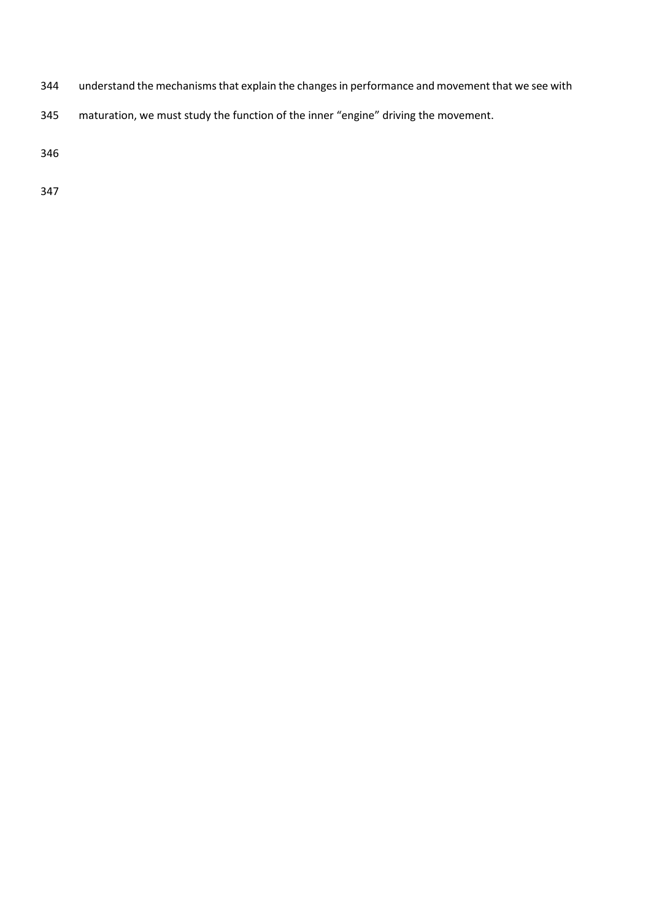understand the mechanisms that explain the changes in performance and movement that we see with maturation, we must study the function of the inner "engine" driving the movement.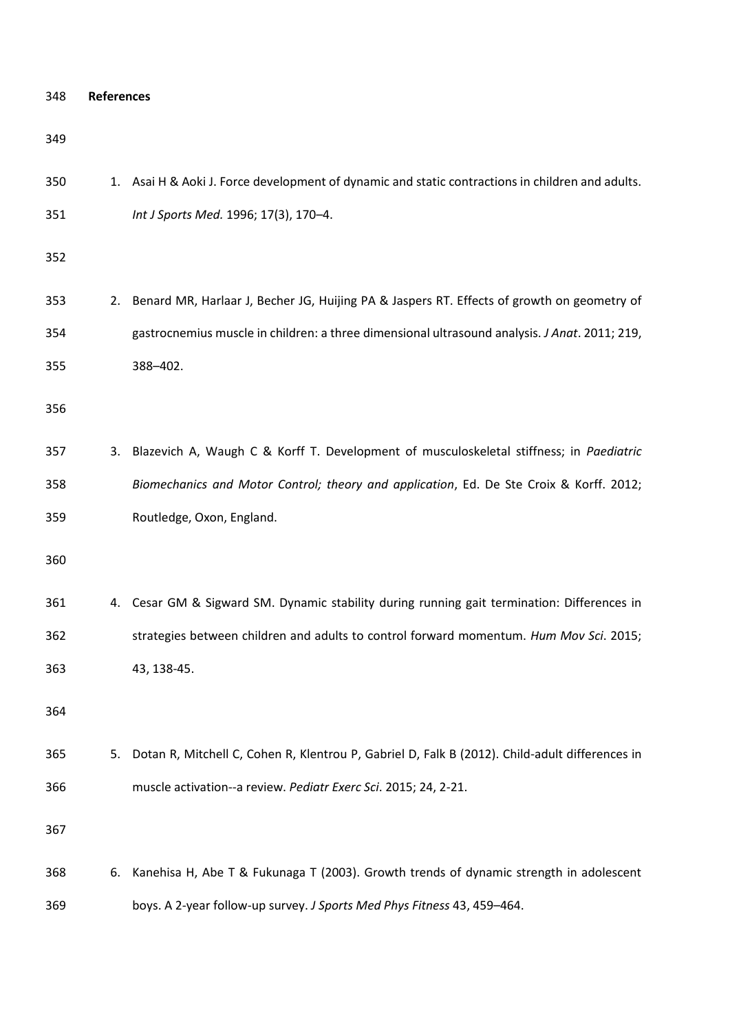## References

1. Asai H & Aoki J. Force development of dynamic and static contractions in children and adults. *Int J Sports Med.* 1996; 17(3), 170–4.

2. Benard MR, Harlaar J, Becher JG, Huijing PA & Jaspers RT. Effects of growth on geometry of gastrocnemius muscle in children: a three dimensional ultrasound analysis. *J Anat*. 2011; 219, 388–402.

3. Blazevich A, Waugh C & Korff T. Development of musculoskeletal stiffness; in *Paediatric Biomechanics and Motor Control; theory and application*, Ed. De Ste Croix & Korff. 2012; Routledge, Oxon, England.

4. Cesar GM & Sigward SM. Dynamic stability during running gait termination: Differences in strategies between children and adults to control forward momentum. *Hum Mov Sci*. 2015; 43, 138-45.

5. Dotan R, Mitchell C, Cohen R, Klentrou P, Gabriel D, Falk B (2012). Child-adult differences in muscle activation--a review. *Pediatr Exerc Sci*. 2015; 24, 2-21.

6. Kanehisa H, Abe T & Fukunaga T (2003). Growth trends of dynamic strength in adolescent boys. A 2-year follow-up survey. *J Sports Med Phys Fitness* 43, 459–464.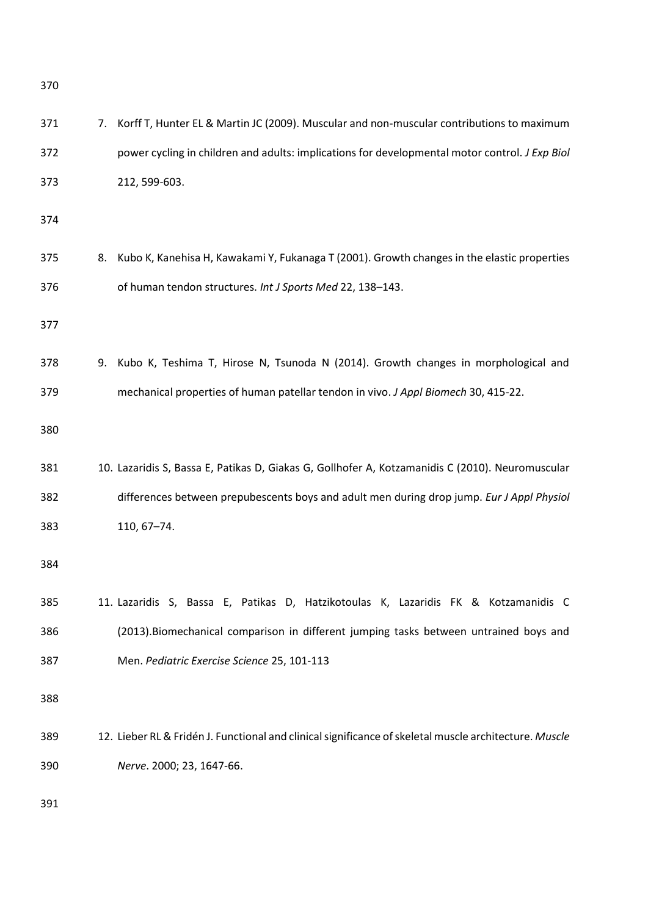7. Korff T, Hunter EL & Martin JC (2009). Muscular and non-muscular contributions to maximum power cycling in children and adults: implications for developmental motor control. *J Exp Biol* 212, 599-603.

8. Kubo K, Kanehisa H, Kawakami Y, Fukanaga T (2001). Growth changes in the elastic properties of human tendon structures. *Int J Sports Med* 22, 138–143.

9. Kubo K, Teshima T, Hirose N, Tsunoda N (2014). Growth changes in morphological and mechanical properties of human patellar tendon in vivo. *J Appl Biomech* 30, 415-22.

10. Lazaridis S, Bassa E, Patikas D, Giakas G, Gollhofer A, Kotzamanidis C (2010). Neuromuscular differences between prepubescents boys and adult men during drop jump. *Eur J Appl Physiol* 110, 67–74.

11. Lazaridis S, Bassa E, Patikas D, Hatzikotoulas K, Lazaridis FK & Kotzamanidis C (2013).Biomechanical comparison in different jumping tasks between untrained boys and Men. *Pediatric Exercise Science* 25, 101-113

12. Lieber RL & Fridén J. Functional and clinical significance of skeletal muscle architecture. *Muscle Nerve*. 2000; 23, 1647-66.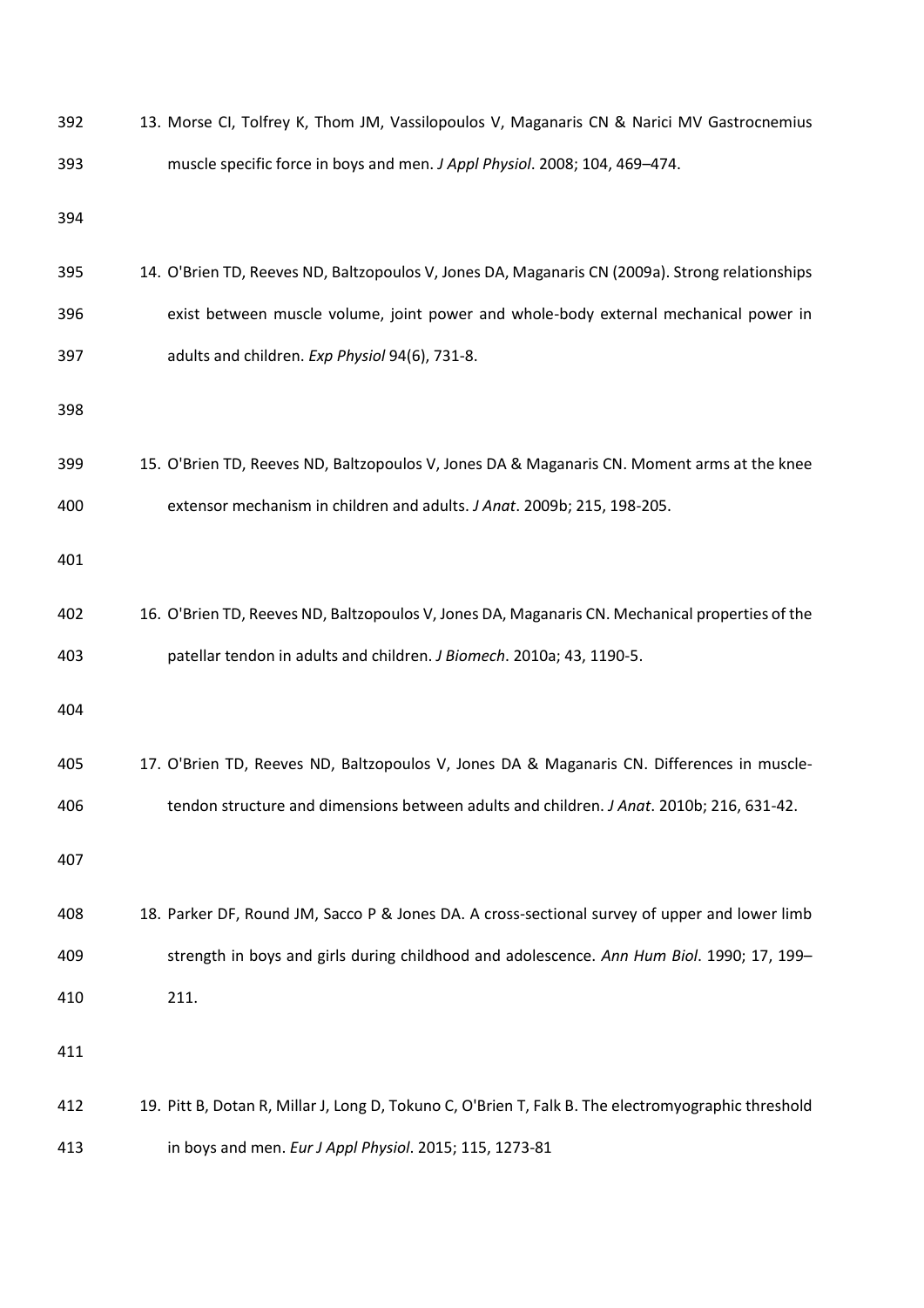13. Morse CI, Tolfrey K, Thom JM, Vassilopoulos V, Maganaris CN & Narici MV Gastrocnemius muscle specific force in boys and men. *J Appl Physiol*. 2008; 104, 469–474.

14. O'Brien TD, Reeves ND, Baltzopoulos V, Jones DA, Maganaris CN (2009a). Strong relationships exist between muscle volume, joint power and whole-body external mechanical power in adults and children. *Exp Physiol* 94(6), 731-8.

15. O'Brien TD, Reeves ND, Baltzopoulos V, Jones DA & Maganaris CN. Moment arms at the knee extensor mechanism in children and adults. *J Anat*. 2009b; 215, 198-205.

16. O'Brien TD, Reeves ND, Baltzopoulos V, Jones DA, Maganaris CN. Mechanical properties of the patellar tendon in adults and children. *J Biomech*. 2010a; 43, 1190-5.

17. O'Brien TD, Reeves ND, Baltzopoulos V, Jones DA & Maganaris CN. Differences in muscle-tendon structure and dimensions between adults and children. *J Anat*. 2010b; 216, 631-42.

18. Parker DF, Round JM, Sacco P & Jones DA. A cross-sectional survey of upper and lower limb strength in boys and girls during childhood and adolescence. *Ann Hum Biol*. 1990; 17, 199–211.

19. Pitt B, Dotan R, Millar J, Long D, Tokuno C, O'Brien T, Falk B. The electromyographic threshold in boys and men. *Eur J Appl Physiol*. 2015; 115, 1273-81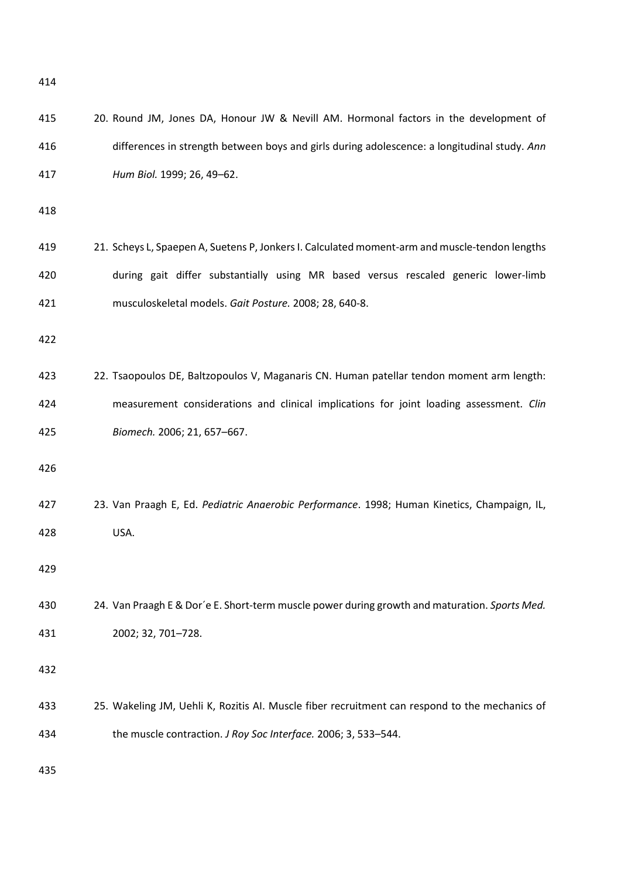20. Round JM, Jones DA, Honour JW & Nevill AM. Hormonal factors in the development of differences in strength between boys and girls during adolescence: a longitudinal study. *Ann Hum Biol.* 1999; 26, 49–62.

21. Scheys L, Spaepen A, Suetens P, Jonkers I. Calculated moment-arm and muscle-tendon lengths during gait differ substantially using MR based versus rescaled generic lower-limb musculoskeletal models. *Gait Posture.* 2008; 28, 640-8.

22. Tsaopoulos DE, Baltzopoulos V, Maganaris CN. Human patellar tendon moment arm length: measurement considerations and clinical implications for joint loading assessment. *Clin Biomech.* 2006; 21, 657–667.

23. Van Praagh E, Ed. *Pediatric Anaerobic Performance*. 1998; Human Kinetics, Champaign, IL, USA.

24. Van Praagh E & Dor´e E. Short-term muscle power during growth and maturation. *Sports Med.* 2002; 32, 701–728.

25. Wakeling JM, Uehli K, Rozitis AI. Muscle fiber recruitment can respond to the mechanics of the muscle contraction. *J Roy Soc Interface.* 2006; 3, 533–544.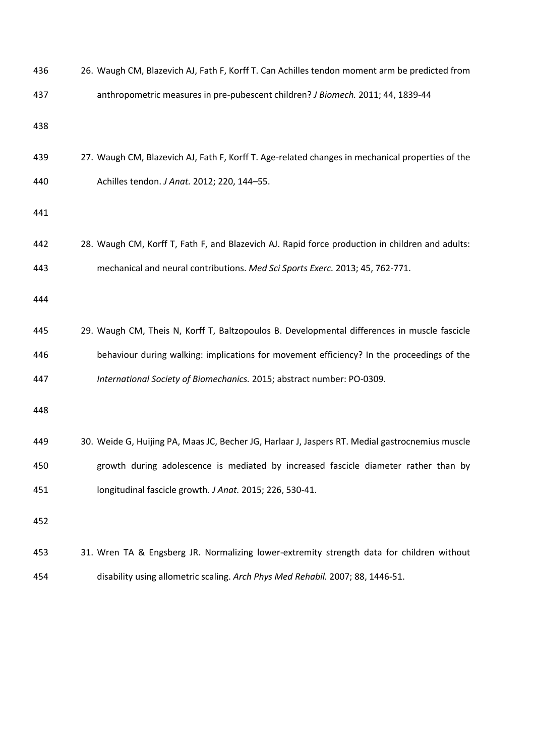26. Waugh CM, Blazevich AJ, Fath F, Korff T. Can Achilles tendon moment arm be predicted from anthropometric measures in pre-pubescent children? *J Biomech.* 2011; 44, 1839-44

27. Waugh CM, Blazevich AJ, Fath F, Korff T. Age-related changes in mechanical properties of the Achilles tendon. *J Anat.* 2012; 220, 144–55.

28. Waugh CM, Korff T, Fath F, and Blazevich AJ. Rapid force production in children and adults: mechanical and neural contributions. *Med Sci Sports Exerc.* 2013; 45, 762-771.

29. Waugh CM, Theis N, Korff T, Baltzopoulos B. Developmental differences in muscle fascicle behaviour during walking: implications for movement efficiency? In the proceedings of the *International Society of Biomechanics.* 2015; abstract number: PO-0309.

30. Weide G, Huijing PA, Maas JC, Becher JG, Harlaar J, Jaspers RT. Medial gastrocnemius muscle growth during adolescence is mediated by increased fascicle diameter rather than by longitudinal fascicle growth. *J Anat.* 2015; 226, 530-41.

31. Wren TA & Engsberg JR. Normalizing lower-extremity strength data for children without disability using allometric scaling. *Arch Phys Med Rehabil.* 2007; 88, 1446-51.